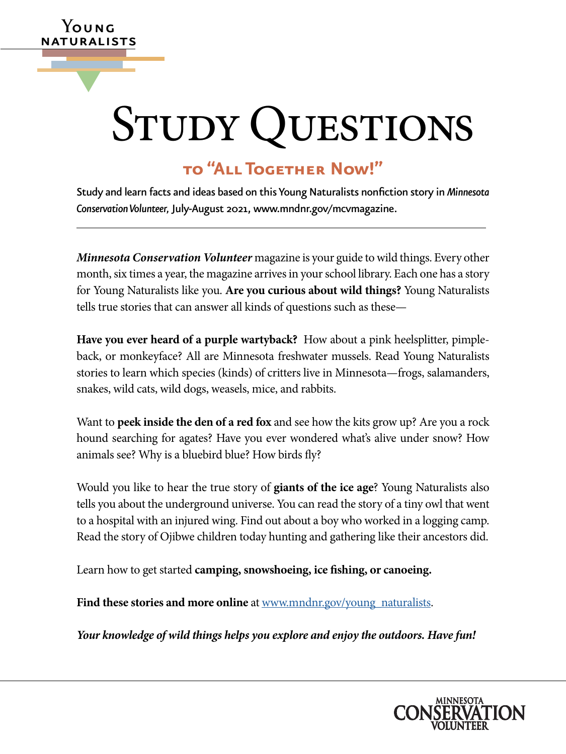Young Naturalists

# Study Questions

## to "All Together Now!"

Study and learn facts and ideas based on this Young Naturalists nonfiction story in *Minnesota Conservation Volunteer*, July-August 2021, www.mndnr.gov/mcvmagazine.

***Minnesota Conservation Volunteer*** magazine is your guide to wild things. Every other month, six times a year, the magazine arrives in your school library. Each one has a story for Young Naturalists like you. **Are you curious about wild things?** Young Naturalists tells true stories that can answer all kinds of questions such as these—

**Have you ever heard of a purple wartyback?** How about a pink heelsplitter, pimpleback, or monkeyface? All are Minnesota freshwater mussels. Read Young Naturalists stories to learn which species (kinds) of critters live in Minnesota—frogs, salamanders, snakes, wild cats, wild dogs, weasels, mice, and rabbits.

Want to **peek inside the den of a red fox** and see how the kits grow up? Are you a rock hound searching for agates? Have you ever wondered what's alive under snow? How animals see? Why is a bluebird blue? How birds fly?

Would you like to hear the true story of **giants of the ice age**? Young Naturalists also tells you about the underground universe. You can read the story of a tiny owl that went to a hospital with an injured wing. Find out about a boy who worked in a logging camp. Read the story of Ojibwe children today hunting and gathering like their ancestors did.

Learn how to get started **camping, snowshoeing, ice fishing, or canoeing.**

**Find these stories and more online** at www.mndnr.gov/young_naturalists.

***Your knowledge of wild things helps you explore and enjoy the outdoors. Have fun!***

Minnesota Conservation Volunteer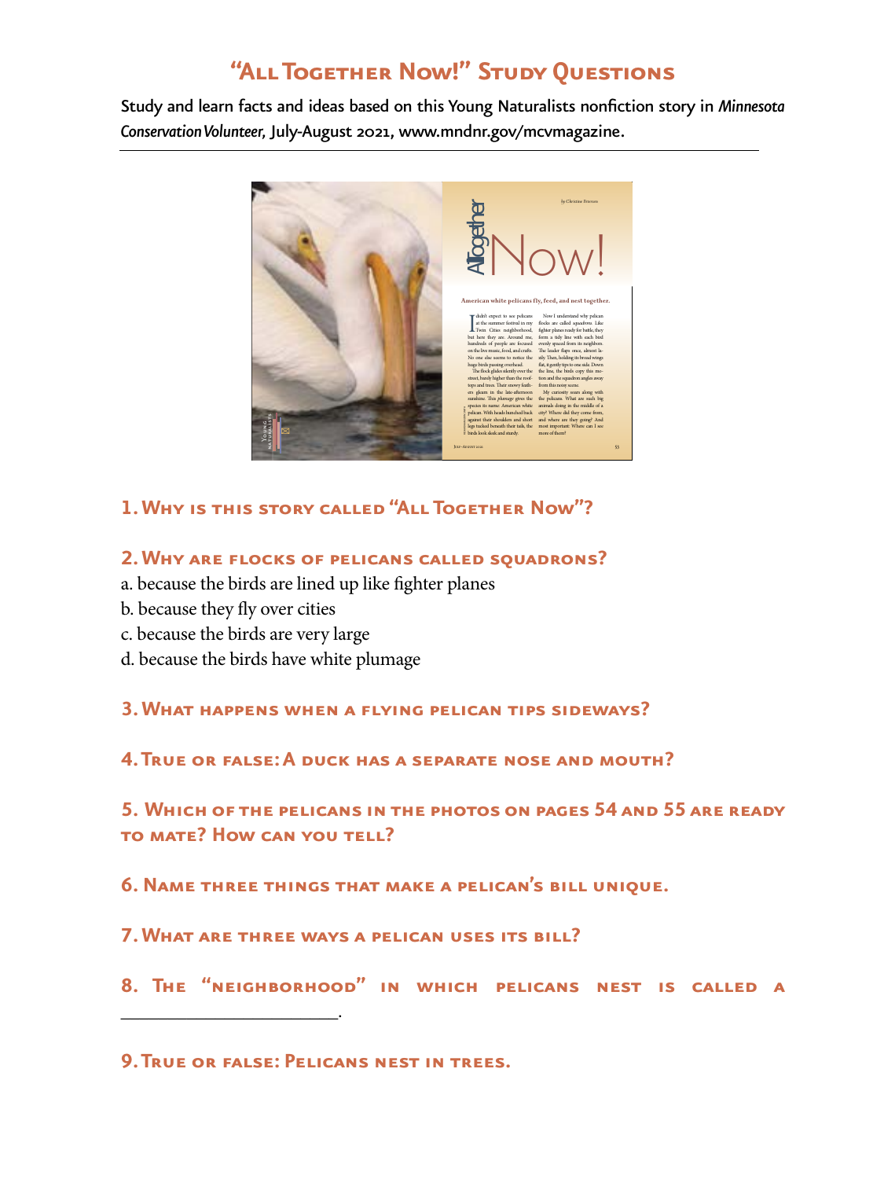# "All Together Now!" Study Questions

Study and learn facts and ideas based on this Young Naturalists nonfiction story in *Minnesota Conservation Volunteer,* July-August 2021, www.mndnr.gov/mcvmagazine.

### 1. Why is this story called "All Together Now"?

### 2. Why are flocks of pelicans called squadrons?

a. because the birds are lined up like fighter planes

b. because they fly over cities

c. because the birds are very large

d. because the birds have white plumage

### 3. What happens when a flying pelican tips sideways?

### 4. True or false: A duck has a separate nose and mouth?

### 5. Which of the pelicans in the photos on pages 54 and 55 are ready to mate? How can you tell?

### 6. Name three things that make a pelican's bill unique.

### 7. What are three ways a pelican uses its bill?

### 8. The "neighborhood" in which pelicans nest is called a ______________________.

### 9. True or false: Pelicans nest in trees.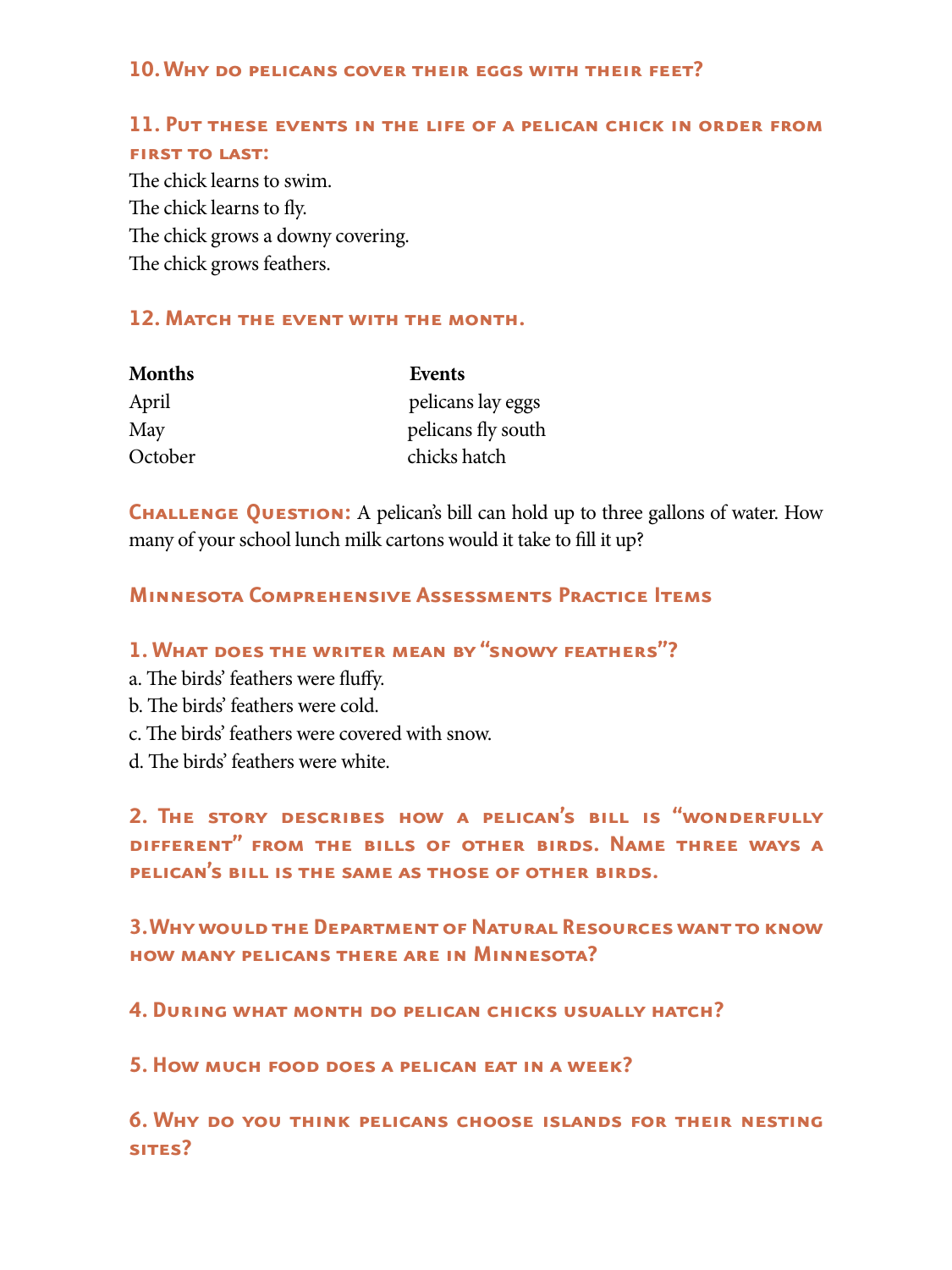### 10. Why do pelicans cover their eggs with their feet?

### 11. Put these events in the life of a pelican chick in order from first to last:

The chick learns to swim.
The chick learns to fly.
The chick grows a downy covering.
The chick grows feathers.

### 12. Match the event with the month.

| Months | Events |
|---|---|
| April | pelicans lay eggs |
| May | pelicans fly south |
| October | chicks hatch |

**Challenge Question:** A pelican's bill can hold up to three gallons of water. How many of your school lunch milk cartons would it take to fill it up?

## Minnesota Comprehensive Assessments Practice Items

### 1. What does the writer mean by "snowy feathers"?

a. The birds' feathers were fluffy.
b. The birds' feathers were cold.
c. The birds' feathers were covered with snow.
d. The birds' feathers were white.

### 2. The story describes how a pelican's bill is "wonderfully different" from the bills of other birds. Name three ways a pelican's bill is the same as those of other birds.

### 3. Why would the Department of Natural Resources want to know how many pelicans there are in Minnesota?

### 4. During what month do pelican chicks usually hatch?

### 5. How much food does a pelican eat in a week?

### 6. Why do you think pelicans choose islands for their nesting sites?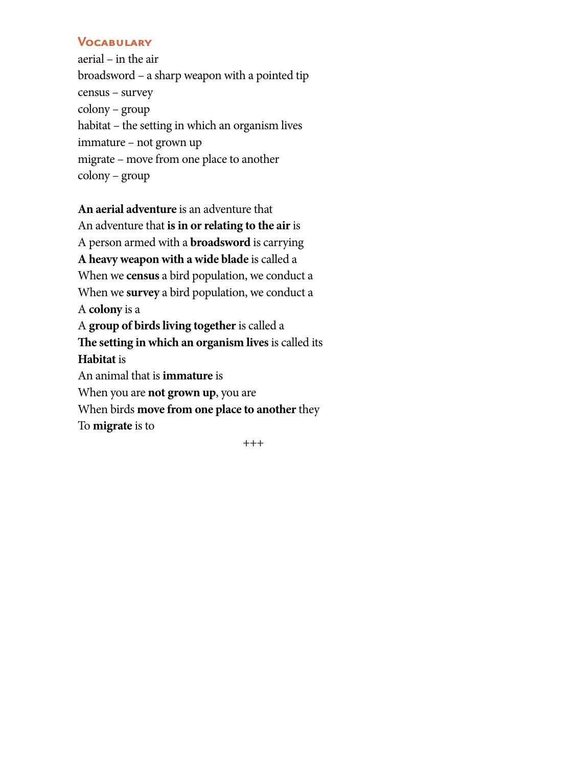## Vocabulary

aerial – in the air
broadsword – a sharp weapon with a pointed tip
census – survey
colony – group
habitat – the setting in which an organism lives
immature – not grown up
migrate – move from one place to another
colony – group

**An aerial adventure** is an adventure that
An adventure that **is in or relating to the air** is
A person armed with a **broadsword** is carrying
**A heavy weapon with a wide blade** is called a
When we **census** a bird population, we conduct a
When we **survey** a bird population, we conduct a
A **colony** is a
A **group of birds living together** is called a
**The setting in which an organism lives** is called its
**Habitat** is
An animal that is **immature** is
When you are **not grown up**, you are
When birds **move from one place to another** they
To **migrate** is to

+++